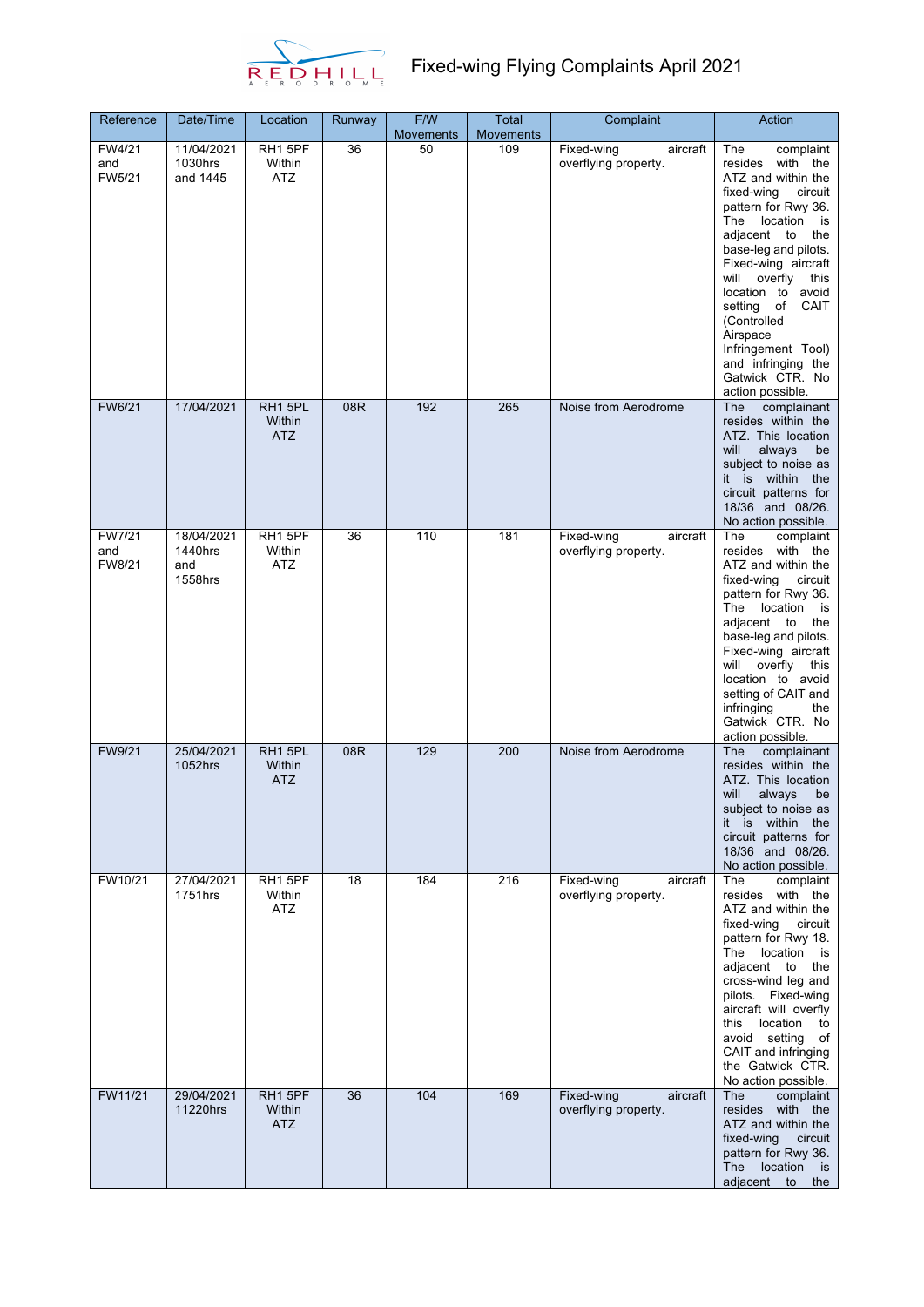# Fixed-wing Flying Complaints April 2021

| Reference | Date/Time | Location | Runway | F/W Movements | Total Movements | Complaint | Action |
|---|---|---|---|---|---|---|---|
| FW4/21 and FW5/21 | 11/04/2021 1030hrs and 1445 | RH1 5PF Within ATZ | 36 | 50 | 109 | Fixed-wing aircraft overflying property. | The complaint resides with the ATZ and within the fixed-wing circuit pattern for Rwy 36. The location is adjacent to the base-leg and pilots. Fixed-wing aircraft will overfly this location to avoid setting of CAIT (Controlled Airspace Infringement Tool) and infringing the Gatwick CTR. No action possible. |
| FW6/21 | 17/04/2021 | RH1 5PL Within ATZ | 08R | 192 | 265 | Noise from Aerodrome | The complainant resides within the ATZ. This location will always be subject to noise as it is within the circuit patterns for 18/36 and 08/26. No action possible. |
| FW7/21 and FW8/21 | 18/04/2021 1440hrs and 1558hrs | RH1 5PF Within ATZ | 36 | 110 | 181 | Fixed-wing aircraft overflying property. | The complaint resides with the ATZ and within the fixed-wing circuit pattern for Rwy 36. The location is adjacent to the base-leg and pilots. Fixed-wing aircraft will overfly this location to avoid setting of CAIT and infringing the Gatwick CTR. No action possible. |
| FW9/21 | 25/04/2021 1052hrs | RH1 5PL Within ATZ | 08R | 129 | 200 | Noise from Aerodrome | The complainant resides within the ATZ. This location will always be subject to noise as it is within the circuit patterns for 18/36 and 08/26. No action possible. |
| FW10/21 | 27/04/2021 1751hrs | RH1 5PF Within ATZ | 18 | 184 | 216 | Fixed-wing aircraft overflying property. | The complaint resides with the ATZ and within the fixed-wing circuit pattern for Rwy 18. The location is adjacent to the cross-wind leg and pilots. Fixed-wing aircraft will overfly this location to avoid setting of CAIT and infringing the Gatwick CTR. No action possible. |
| FW11/21 | 29/04/2021 11220hrs | RH1 5PF Within ATZ | 36 | 104 | 169 | Fixed-wing aircraft overflying property. | The complaint resides with the ATZ and within the fixed-wing circuit pattern for Rwy 36. The location is adjacent to the |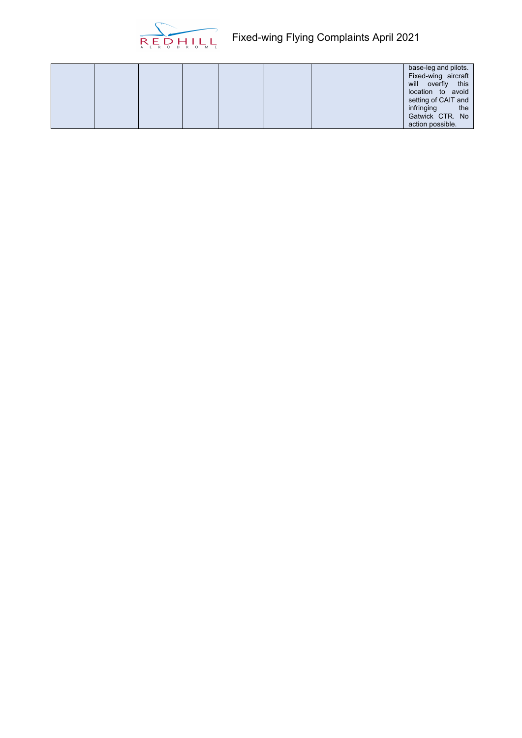|  |  |  |  |  |  |  |  |
|---|---|---|---|---|---|---|---|
|  |  |  |  |  |  |  | base-leg and pilots. Fixed-wing aircraft will overfly this location to avoid setting of CAIT and infringing the Gatwick CTR. No action possible. |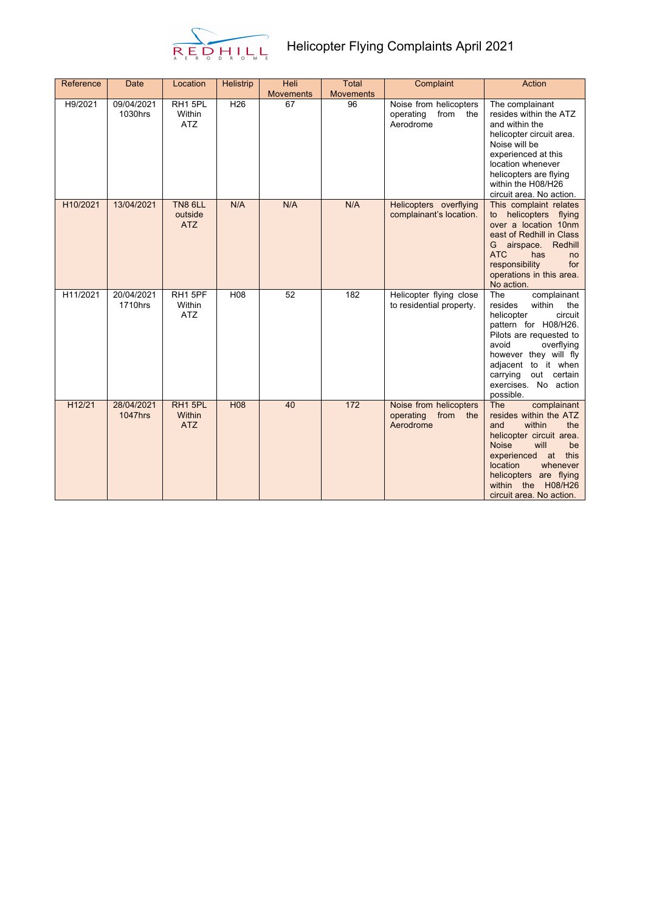# Helicopter Flying Complaints April 2021

| Reference | Date | Location | Helistrip | Heli Movements | Total Movements | Complaint | Action |
|---|---|---|---|---|---|---|---|
| H9/2021 | 09/04/2021 1030hrs | RH1 5PL Within ATZ | H26 | 67 | 96 | Noise from helicopters operating from the Aerodrome | The complainant resides within the ATZ and within the helicopter circuit area. Noise will be experienced at this location whenever helicopters are flying within the H08/H26 circuit area. No action. |
| H10/2021 | 13/04/2021 | TN8 6LL outside ATZ | N/A | N/A | N/A | Helicopters overflying complainant's location. | This complaint relates to helicopters flying over a location 10nm east of Redhill in Class G airspace. Redhill ATC has no responsibility for operations in this area. No action. |
| H11/2021 | 20/04/2021 1710hrs | RH1 5PF Within ATZ | H08 | 52 | 182 | Helicopter flying close to residential property. | The complainant resides within the helicopter circuit pattern for H08/H26. Pilots are requested to avoid overflying however they will fly adjacent to it when carrying out certain exercises. No action possible. |
| H12/21 | 28/04/2021 1047hrs | RH1 5PL Within ATZ | H08 | 40 | 172 | Noise from helicopters operating from the Aerodrome | The complainant resides within the ATZ and within the helicopter circuit area. Noise will be experienced at this location whenever helicopters are flying within the H08/H26 circuit area. No action. |